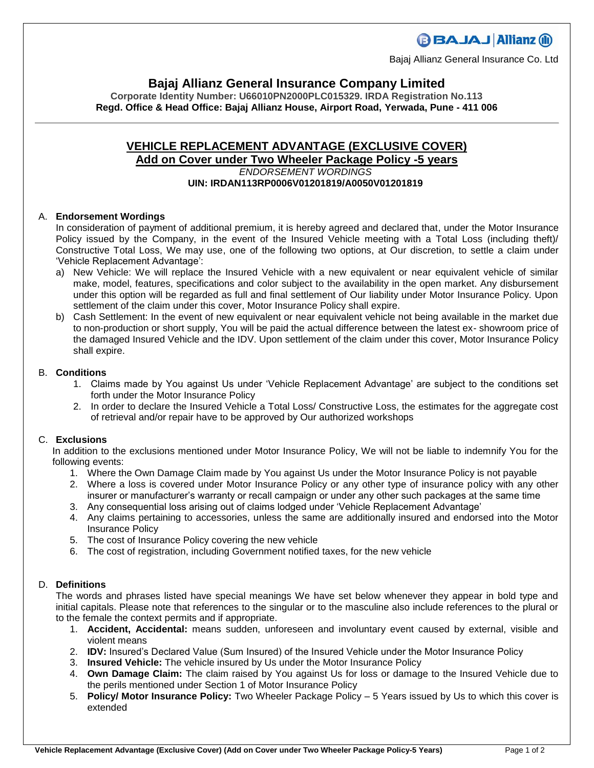Bajaj Allianz General Insurance Co. Ltd

# Bajaj Allianz General Insurance Company Limited

**Corporate Identity Number: U66010PN2000PLC015329. IRDA Registration No.113**
**Regd. Office & Head Office: Bajaj Allianz House, Airport Road, Yerwada, Pune - 411 006**

---

## VEHICLE REPLACEMENT ADVANTAGE (EXCLUSIVE COVER)
## Add on Cover under Two Wheeler Package Policy -5 years

*ENDORSEMENT WORDINGS*

**UIN: IRDAN113RP0006V01201819/A0050V01201819**

### A. Endorsement Wordings

In consideration of payment of additional premium, it is hereby agreed and declared that, under the Motor Insurance Policy issued by the Company, in the event of the Insured Vehicle meeting with a Total Loss (including theft)/ Constructive Total Loss, We may use, one of the following two options, at Our discretion, to settle a claim under 'Vehicle Replacement Advantage':

a) New Vehicle: We will replace the Insured Vehicle with a new equivalent or near equivalent vehicle of similar make, model, features, specifications and color subject to the availability in the open market. Any disbursement under this option will be regarded as full and final settlement of Our liability under Motor Insurance Policy. Upon settlement of the claim under this cover, Motor Insurance Policy shall expire.

b) Cash Settlement: In the event of new equivalent or near equivalent vehicle not being available in the market due to non-production or short supply, You will be paid the actual difference between the latest ex- showroom price of the damaged Insured Vehicle and the IDV. Upon settlement of the claim under this cover, Motor Insurance Policy shall expire.

### B. Conditions

1. Claims made by You against Us under 'Vehicle Replacement Advantage' are subject to the conditions set forth under the Motor Insurance Policy
2. In order to declare the Insured Vehicle a Total Loss/ Constructive Loss, the estimates for the aggregate cost of retrieval and/or repair have to be approved by Our authorized workshops

### C. Exclusions

In addition to the exclusions mentioned under Motor Insurance Policy, We will not be liable to indemnify You for the following events:

1. Where the Own Damage Claim made by You against Us under the Motor Insurance Policy is not payable
2. Where a loss is covered under Motor Insurance Policy or any other type of insurance policy with any other insurer or manufacturer's warranty or recall campaign or under any other such packages at the same time
3. Any consequential loss arising out of claims lodged under 'Vehicle Replacement Advantage'
4. Any claims pertaining to accessories, unless the same are additionally insured and endorsed into the Motor Insurance Policy
5. The cost of Insurance Policy covering the new vehicle
6. The cost of registration, including Government notified taxes, for the new vehicle

### D. Definitions

The words and phrases listed have special meanings We have set below whenever they appear in bold type and initial capitals. Please note that references to the singular or to the masculine also include references to the plural or to the female the context permits and if appropriate.

1. **Accident, Accidental:** means sudden, unforeseen and involuntary event caused by external, visible and violent means
2. **IDV:** Insured's Declared Value (Sum Insured) of the Insured Vehicle under the Motor Insurance Policy
3. **Insured Vehicle:** The vehicle insured by Us under the Motor Insurance Policy
4. **Own Damage Claim:** The claim raised by You against Us for loss or damage to the Insured Vehicle due to the perils mentioned under Section 1 of Motor Insurance Policy
5. **Policy/ Motor Insurance Policy:** Two Wheeler Package Policy – 5 Years issued by Us to which this cover is extended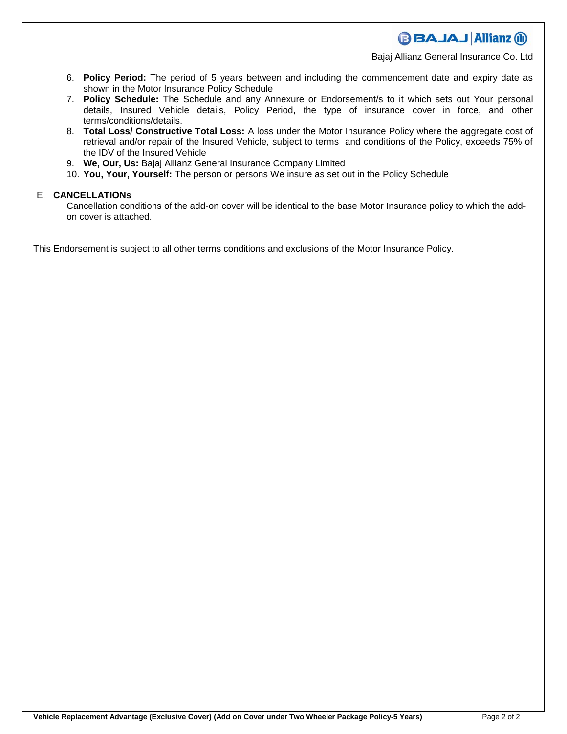6. **Policy Period:** The period of 5 years between and including the commencement date and expiry date as shown in the Motor Insurance Policy Schedule
7. **Policy Schedule:** The Schedule and any Annexure or Endorsement/s to it which sets out Your personal details, Insured Vehicle details, Policy Period, the type of insurance cover in force, and other terms/conditions/details.
8. **Total Loss/ Constructive Total Loss:** A loss under the Motor Insurance Policy where the aggregate cost of retrieval and/or repair of the Insured Vehicle, subject to terms and conditions of the Policy, exceeds 75% of the IDV of the Insured Vehicle
9. **We, Our, Us:** Bajaj Allianz General Insurance Company Limited
10. **You, Your, Yourself:** The person or persons We insure as set out in the Policy Schedule

## E. CANCELLATIONs

Cancellation conditions of the add-on cover will be identical to the base Motor Insurance policy to which the add-on cover is attached.

This Endorsement is subject to all other terms conditions and exclusions of the Motor Insurance Policy.